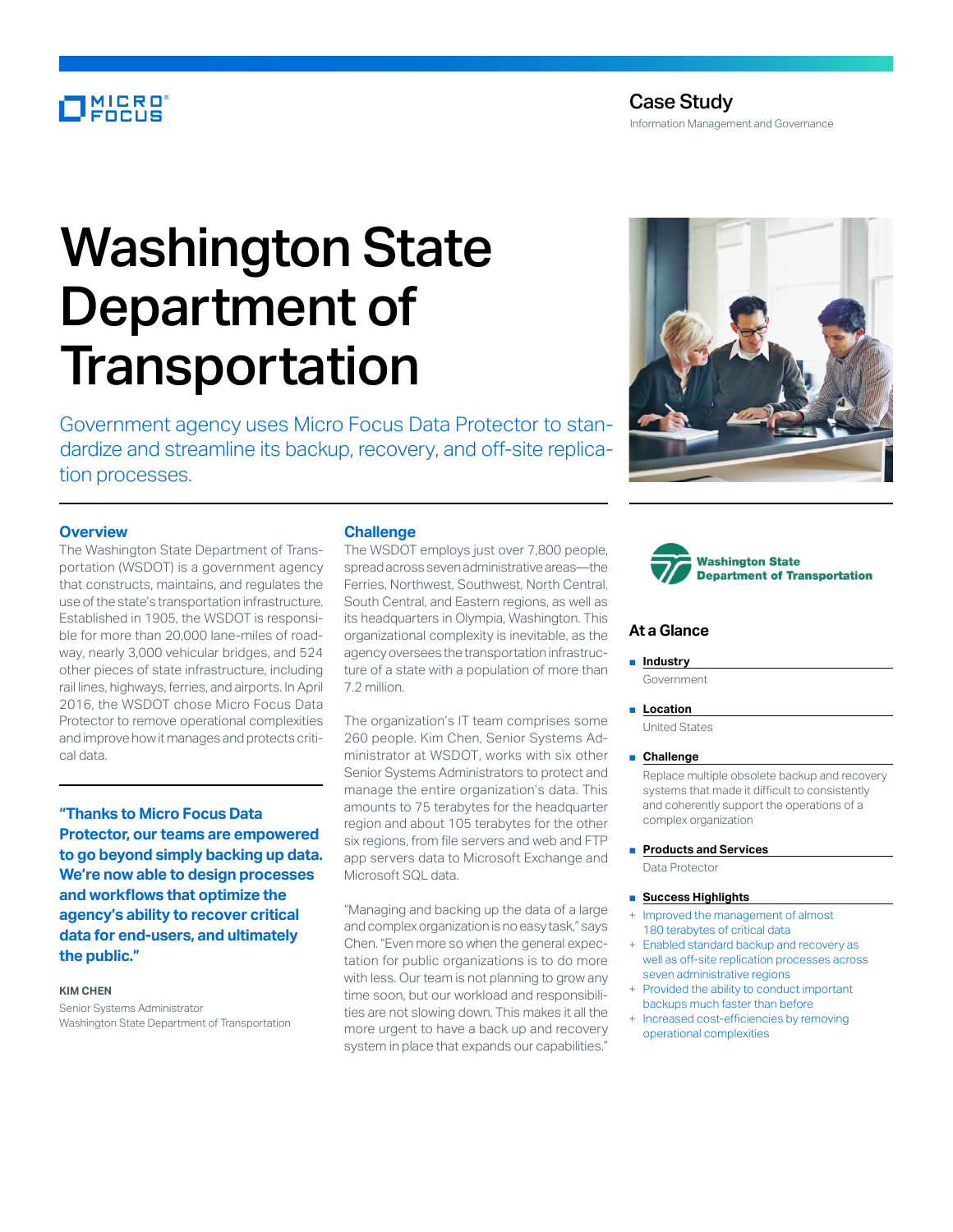Case Study

Information Management and Governance

# Washington State Department of Transportation

Government agency uses Micro Focus Data Protector to standardize and streamline its backup, recovery, and off-site replication processes.

## Overview

The Washington State Department of Transportation (WSDOT) is a government agency that constructs, maintains, and regulates the use of the state's transportation infrastructure. Established in 1905, the WSDOT is responsible for more than 20,000 lane-miles of roadway, nearly 3,000 vehicular bridges, and 524 other pieces of state infrastructure, including rail lines, highways, ferries, and airports. In April 2016, the WSDOT chose Micro Focus Data Protector to remove operational complexities and improve how it manages and protects critical data.

**"Thanks to Micro Focus Data Protector, our teams are empowered to go beyond simply backing up data. We're now able to design processes and workflows that optimize the agency's ability to recover critical data for end-users, and ultimately the public."**

**KIM CHEN**
Senior Systems Administrator
Washington State Department of Transportation

## Challenge

The WSDOT employs just over 7,800 people, spread across seven administrative areas—the Ferries, Northwest, Southwest, North Central, South Central, and Eastern regions, as well as its headquarters in Olympia, Washington. This organizational complexity is inevitable, as the agency oversees the transportation infrastructure of a state with a population of more than 7.2 million.

The organization's IT team comprises some 260 people. Kim Chen, Senior Systems Administrator at WSDOT, works with six other Senior Systems Administrators to protect and manage the entire organization's data. This amounts to 75 terabytes for the headquarter region and about 105 terabytes for the other six regions, from file servers and web and FTP app servers data to Microsoft Exchange and Microsoft SQL data.

"Managing and backing up the data of a large and complex organization is no easy task," says Chen. "Even more so when the general expectation for public organizations is to do more with less. Our team is not planning to grow any time soon, but our workload and responsibilities are not slowing down. This makes it all the more urgent to have a back up and recovery system in place that expands our capabilities."

Washington State Department of Transportation

## At a Glance

**Industry**

Government

**Location**

United States

**Challenge**

Replace multiple obsolete backup and recovery systems that made it difficult to consistently and coherently support the operations of a complex organization

**Products and Services**

Data Protector

**Success Highlights**

+ Improved the management of almost 180 terabytes of critical data
+ Enabled standard backup and recovery as well as off-site replication processes across seven administrative regions
+ Provided the ability to conduct important backups much faster than before
+ Increased cost-efficiencies by removing operational complexities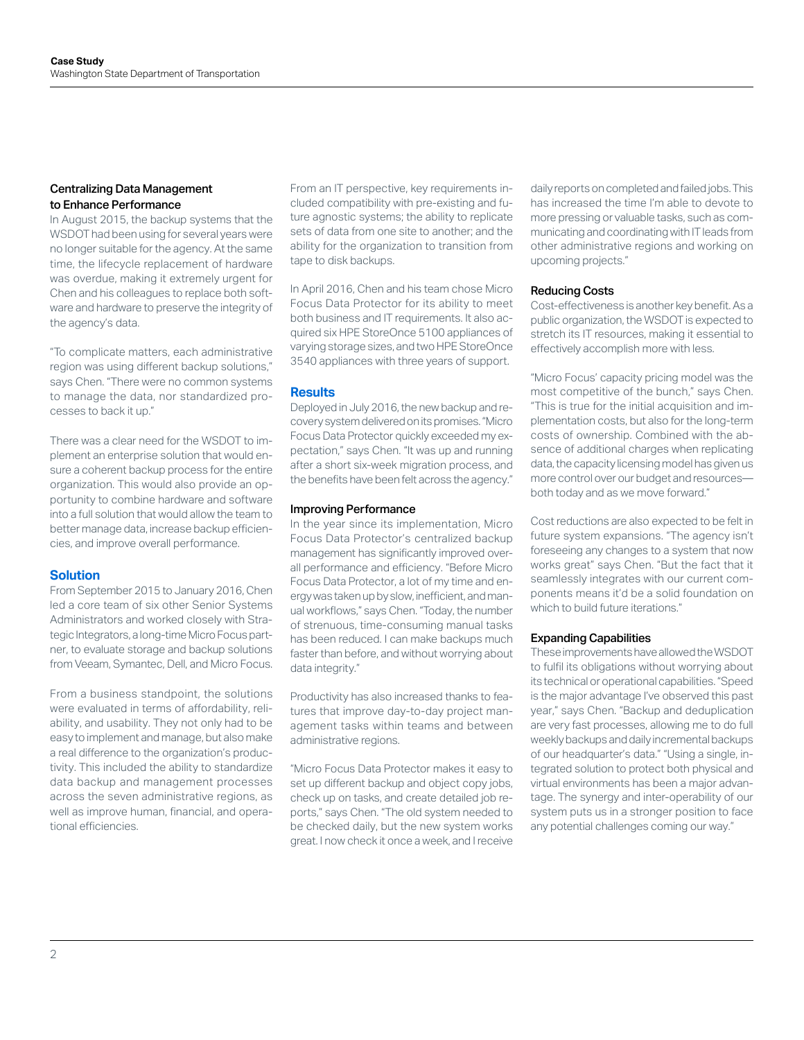### Centralizing Data Management to Enhance Performance

In August 2015, the backup systems that the WSDOT had been using for several years were no longer suitable for the agency. At the same time, the lifecycle replacement of hardware was overdue, making it extremely urgent for Chen and his colleagues to replace both software and hardware to preserve the integrity of the agency's data.

"To complicate matters, each administrative region was using different backup solutions," says Chen. "There were no common systems to manage the data, nor standardized processes to back it up."

There was a clear need for the WSDOT to implement an enterprise solution that would ensure a coherent backup process for the entire organization. This would also provide an opportunity to combine hardware and software into a full solution that would allow the team to better manage data, increase backup efficiencies, and improve overall performance.

## Solution

From September 2015 to January 2016, Chen led a core team of six other Senior Systems Administrators and worked closely with Strategic Integrators, a long-time Micro Focus partner, to evaluate storage and backup solutions from Veeam, Symantec, Dell, and Micro Focus.

From a business standpoint, the solutions were evaluated in terms of affordability, reliability, and usability. They not only had to be easy to implement and manage, but also make a real difference to the organization's productivity. This included the ability to standardize data backup and management processes across the seven administrative regions, as well as improve human, financial, and operational efficiencies.

From an IT perspective, key requirements included compatibility with pre-existing and future agnostic systems; the ability to replicate sets of data from one site to another; and the ability for the organization to transition from tape to disk backups.

In April 2016, Chen and his team chose Micro Focus Data Protector for its ability to meet both business and IT requirements. It also acquired six HPE StoreOnce 5100 appliances of varying storage sizes, and two HPE StoreOnce 3540 appliances with three years of support.

## Results

Deployed in July 2016, the new backup and recovery system delivered on its promises. "Micro Focus Data Protector quickly exceeded my expectation," says Chen. "It was up and running after a short six-week migration process, and the benefits have been felt across the agency."

### Improving Performance

In the year since its implementation, Micro Focus Data Protector's centralized backup management has significantly improved overall performance and efficiency. "Before Micro Focus Data Protector, a lot of my time and energy was taken up by slow, inefficient, and manual workflows," says Chen. "Today, the number of strenuous, time-consuming manual tasks has been reduced. I can make backups much faster than before, and without worrying about data integrity."

Productivity has also increased thanks to features that improve day-to-day project management tasks within teams and between administrative regions.

"Micro Focus Data Protector makes it easy to set up different backup and object copy jobs, check up on tasks, and create detailed job reports," says Chen. "The old system needed to be checked daily, but the new system works great. I now check it once a week, and I receive daily reports on completed and failed jobs. This has increased the time I'm able to devote to more pressing or valuable tasks, such as communicating and coordinating with IT leads from other administrative regions and working on upcoming projects."

### Reducing Costs

Cost-effectiveness is another key benefit. As a public organization, the WSDOT is expected to stretch its IT resources, making it essential to effectively accomplish more with less.

"Micro Focus' capacity pricing model was the most competitive of the bunch," says Chen. "This is true for the initial acquisition and implementation costs, but also for the long-term costs of ownership. Combined with the absence of additional charges when replicating data, the capacity licensing model has given us more control over our budget and resources—both today and as we move forward."

Cost reductions are also expected to be felt in future system expansions. "The agency isn't foreseeing any changes to a system that now works great" says Chen. "But the fact that it seamlessly integrates with our current components means it'd be a solid foundation on which to build future iterations."

### Expanding Capabilities

These improvements have allowed the WSDOT to fulfil its obligations without worrying about its technical or operational capabilities. "Speed is the major advantage I've observed this past year," says Chen. "Backup and deduplication are very fast processes, allowing me to do full weekly backups and daily incremental backups of our headquarter's data." "Using a single, integrated solution to protect both physical and virtual environments has been a major advantage. The synergy and inter-operability of our system puts us in a stronger position to face any potential challenges coming our way."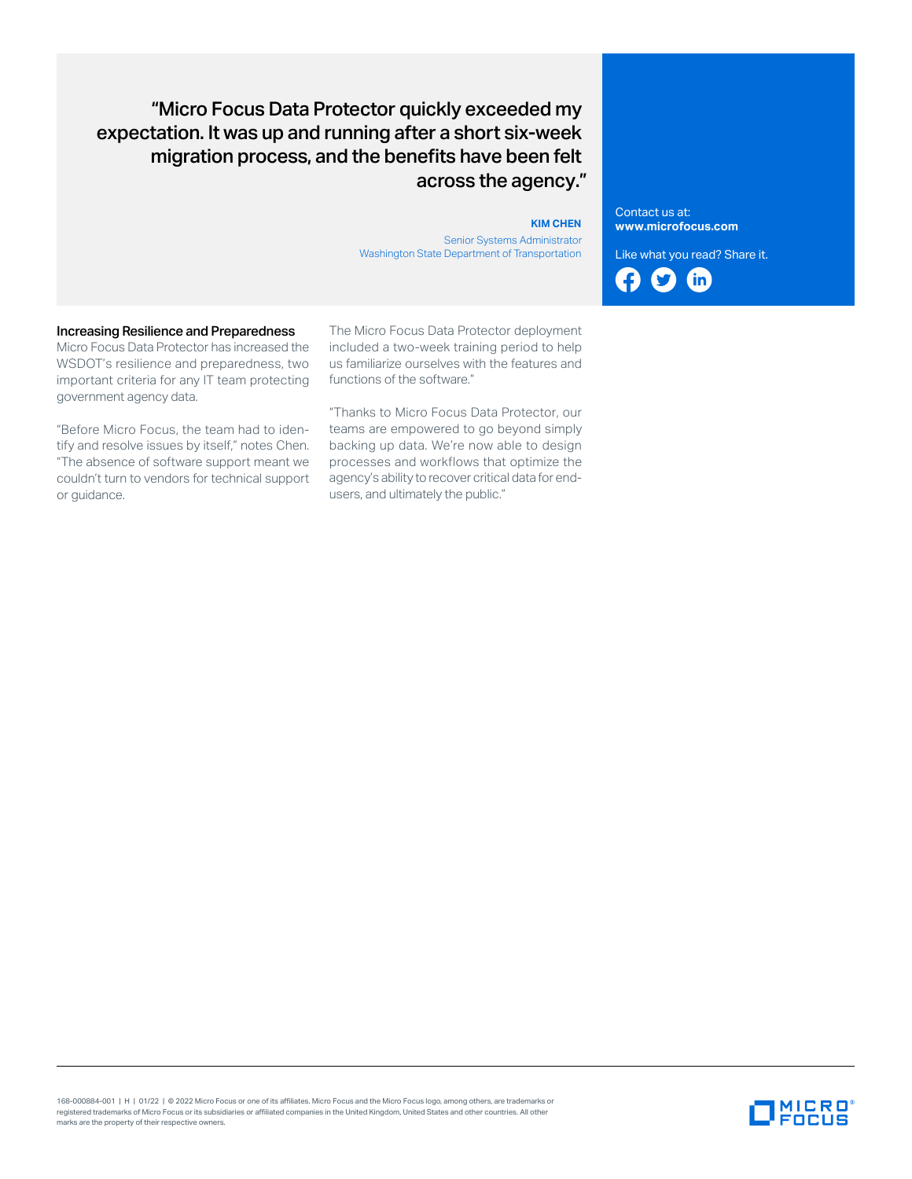> "Micro Focus Data Protector quickly exceeded my expectation. It was up and running after a short six-week migration process, and the benefits have been felt across the agency."

**KIM CHEN**
Senior Systems Administrator
Washington State Department of Transportation

Contact us at:
**www.microfocus.com**

Like what you read? Share it.

### Increasing Resilience and Preparedness

Micro Focus Data Protector has increased the WSDOT's resilience and preparedness, two important criteria for any IT team protecting government agency data.

"Before Micro Focus, the team had to identify and resolve issues by itself," notes Chen. "The absence of software support meant we couldn't turn to vendors for technical support or guidance.

The Micro Focus Data Protector deployment included a two-week training period to help us familiarize ourselves with the features and functions of the software."

"Thanks to Micro Focus Data Protector, our teams are empowered to go beyond simply backing up data. We're now able to design processes and workflows that optimize the agency's ability to recover critical data for end-users, and ultimately the public."

168-000884-001 | H | 01/22 | © 2022 Micro Focus or one of its affiliates. Micro Focus and the Micro Focus logo, among others, are trademarks or registered trademarks of Micro Focus or its subsidiaries or affiliated companies in the United Kingdom, United States and other countries. All other marks are the property of their respective owners.